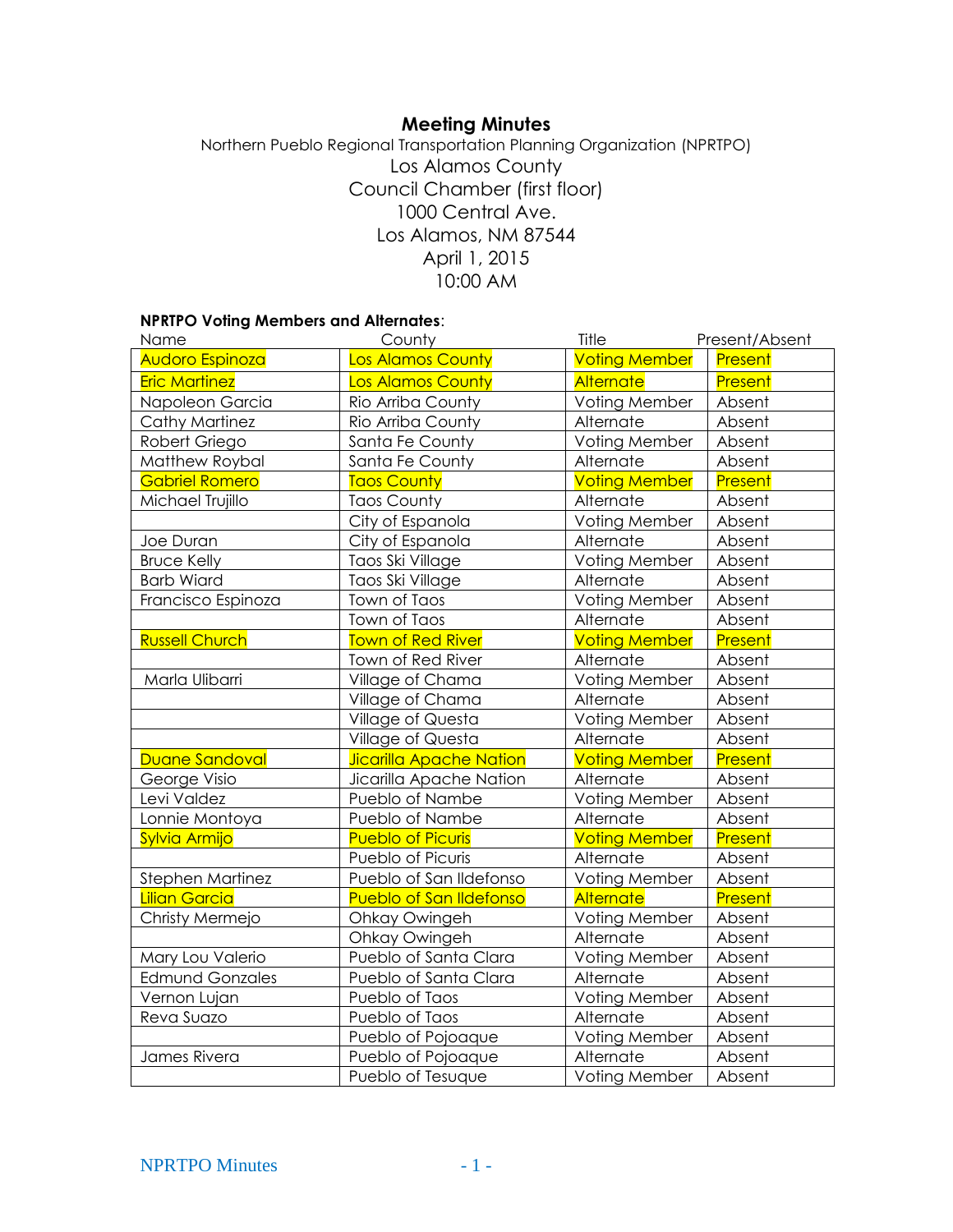# Meeting Minutes

Northern Pueblo Regional Transportation Planning Organization (NPRTPO)
Los Alamos County
Council Chamber (first floor)
1000 Central Ave.
Los Alamos, NM 87544
April 1, 2015
10:00 AM

**NPRTPO Voting Members and Alternates**:

| Name | County | Title | Present/Absent |
|---|---|---|---|
| Audoro Espinoza | Los Alamos County | Voting Member | Present |
| Eric Martinez | Los Alamos County | Alternate | Present |
| Napoleon Garcia | Rio Arriba County | Voting Member | Absent |
| Cathy Martinez | Rio Arriba County | Alternate | Absent |
| Robert Griego | Santa Fe County | Voting Member | Absent |
| Matthew Roybal | Santa Fe County | Alternate | Absent |
| Gabriel Romero | Taos County | Voting Member | Present |
| Michael Trujillo | Taos County | Alternate | Absent |
| | City of Espanola | Voting Member | Absent |
| Joe Duran | City of Espanola | Alternate | Absent |
| Bruce Kelly | Taos Ski Village | Voting Member | Absent |
| Barb Wiard | Taos Ski Village | Alternate | Absent |
| Francisco Espinoza | Town of Taos | Voting Member | Absent |
| | Town of Taos | Alternate | Absent |
| Russell Church | Town of Red River | Voting Member | Present |
| | Town of Red River | Alternate | Absent |
| Marla Ulibarri | Village of Chama | Voting Member | Absent |
| | Village of Chama | Alternate | Absent |
| | Village of Questa | Voting Member | Absent |
| | Village of Questa | Alternate | Absent |
| Duane Sandoval | Jicarilla Apache Nation | Voting Member | Present |
| George Visio | Jicarilla Apache Nation | Alternate | Absent |
| Levi Valdez | Pueblo of Nambe | Voting Member | Absent |
| Lonnie Montoya | Pueblo of Nambe | Alternate | Absent |
| Sylvia Armijo | Pueblo of Picuris | Voting Member | Present |
| | Pueblo of Picuris | Alternate | Absent |
| Stephen Martinez | Pueblo of San Ildefonso | Voting Member | Absent |
| Lilian Garcia | Pueblo of San Ildefonso | Alternate | Present |
| Christy Mermejo | Ohkay Owingeh | Voting Member | Absent |
| | Ohkay Owingeh | Alternate | Absent |
| Mary Lou Valerio | Pueblo of Santa Clara | Voting Member | Absent |
| Edmund Gonzales | Pueblo of Santa Clara | Alternate | Absent |
| Vernon Lujan | Pueblo of Taos | Voting Member | Absent |
| Reva Suazo | Pueblo of Taos | Alternate | Absent |
| | Pueblo of Pojoaque | Voting Member | Absent |
| James Rivera | Pueblo of Pojoaque | Alternate | Absent |
| | Pueblo of Tesuque | Voting Member | Absent |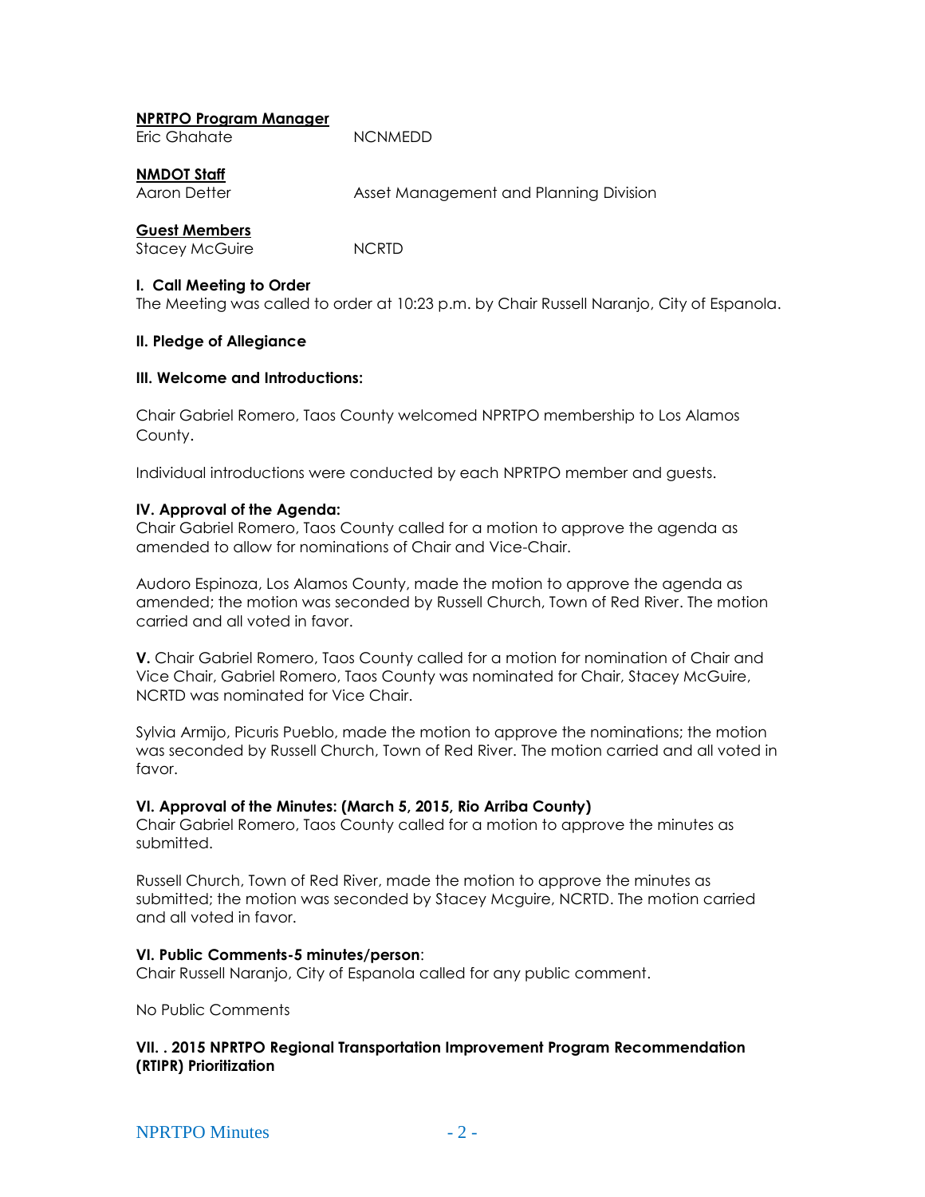**NPRTPO Program Manager**

Eric Ghahate NCNMEDD

**NMDOT Staff**

Aaron Detter Asset Management and Planning Division

**Guest Members**

Stacey McGuire NCRTD

**I. Call Meeting to Order**

The Meeting was called to order at 10:23 p.m. by Chair Russell Naranjo, City of Espanola.

**II. Pledge of Allegiance**

**III. Welcome and Introductions:**

Chair Gabriel Romero, Taos County welcomed NPRTPO membership to Los Alamos County.

Individual introductions were conducted by each NPRTPO member and guests.

**IV. Approval of the Agenda:**

Chair Gabriel Romero, Taos County called for a motion to approve the agenda as amended to allow for nominations of Chair and Vice-Chair.

Audoro Espinoza, Los Alamos County, made the motion to approve the agenda as amended; the motion was seconded by Russell Church, Town of Red River. The motion carried and all voted in favor.

**V.** Chair Gabriel Romero, Taos County called for a motion for nomination of Chair and Vice Chair, Gabriel Romero, Taos County was nominated for Chair, Stacey McGuire, NCRTD was nominated for Vice Chair.

Sylvia Armijo, Picuris Pueblo, made the motion to approve the nominations; the motion was seconded by Russell Church, Town of Red River. The motion carried and all voted in favor.

**VI. Approval of the Minutes: (March 5, 2015, Rio Arriba County)**

Chair Gabriel Romero, Taos County called for a motion to approve the minutes as submitted.

Russell Church, Town of Red River, made the motion to approve the minutes as submitted; the motion was seconded by Stacey Mcguire, NCRTD. The motion carried and all voted in favor.

**VI. Public Comments-5 minutes/person**:

Chair Russell Naranjo, City of Espanola called for any public comment.

No Public Comments

**VII. . 2015 NPRTPO Regional Transportation Improvement Program Recommendation (RTIPR) Prioritization**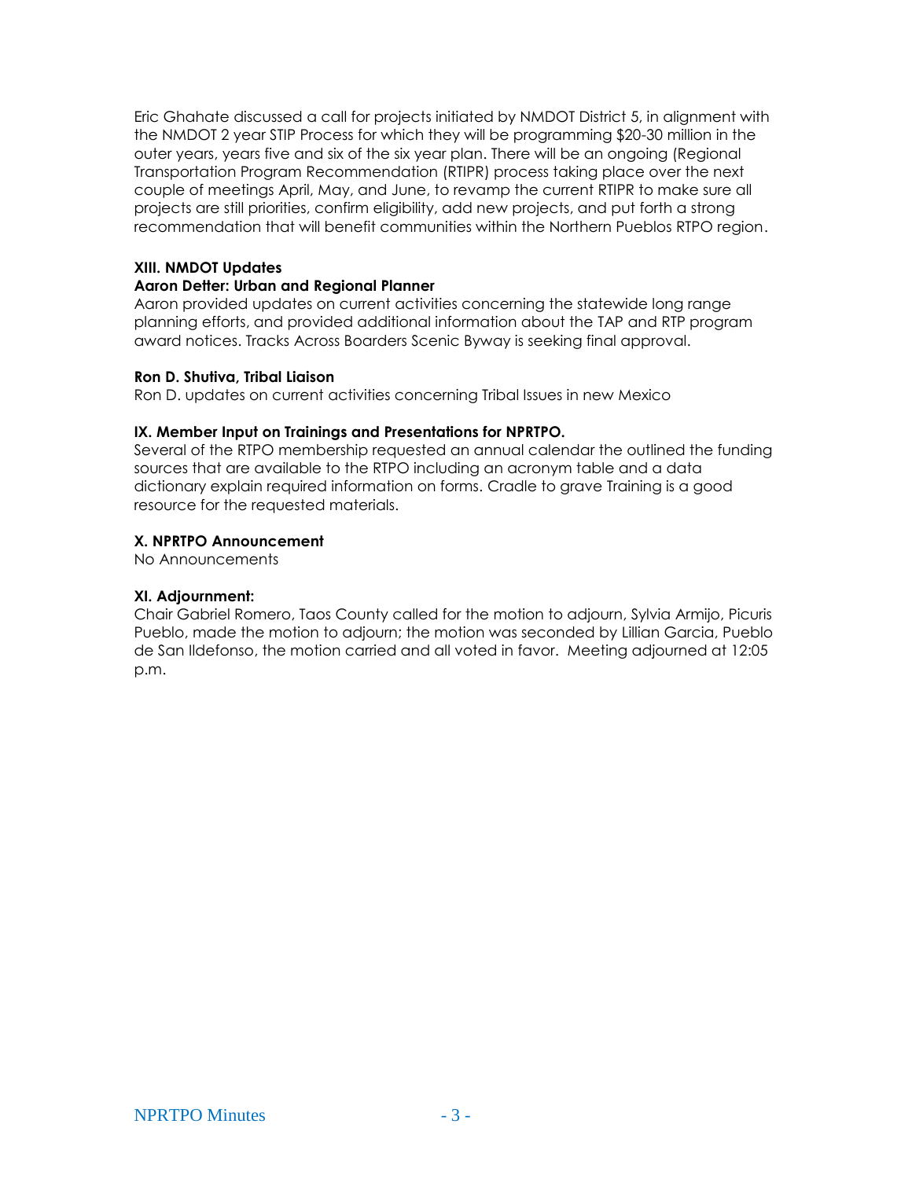Eric Ghahate discussed a call for projects initiated by NMDOT District 5, in alignment with the NMDOT 2 year STIP Process for which they will be programming $20-30 million in the outer years, years five and six of the six year plan. There will be an ongoing (Regional Transportation Program Recommendation (RTIPR) process taking place over the next couple of meetings April, May, and June, to revamp the current RTIPR to make sure all projects are still priorities, confirm eligibility, add new projects, and put forth a strong recommendation that will benefit communities within the Northern Pueblos RTPO region.

**XIII. NMDOT Updates**

**Aaron Detter: Urban and Regional Planner**

Aaron provided updates on current activities concerning the statewide long range planning efforts, and provided additional information about the TAP and RTP program award notices. Tracks Across Boarders Scenic Byway is seeking final approval.

**Ron D. Shutiva, Tribal Liaison**

Ron D. updates on current activities concerning Tribal Issues in new Mexico

**IX. Member Input on Trainings and Presentations for NPRTPO.**

Several of the RTPO membership requested an annual calendar the outlined the funding sources that are available to the RTPO including an acronym table and a data dictionary explain required information on forms. Cradle to grave Training is a good resource for the requested materials.

**X. NPRTPO Announcement**

No Announcements

**XI. Adjournment:**

Chair Gabriel Romero, Taos County called for the motion to adjourn, Sylvia Armijo, Picuris Pueblo, made the motion to adjourn; the motion was seconded by Lillian Garcia, Pueblo de San Ildefonso, the motion carried and all voted in favor. Meeting adjourned at 12:05 p.m.